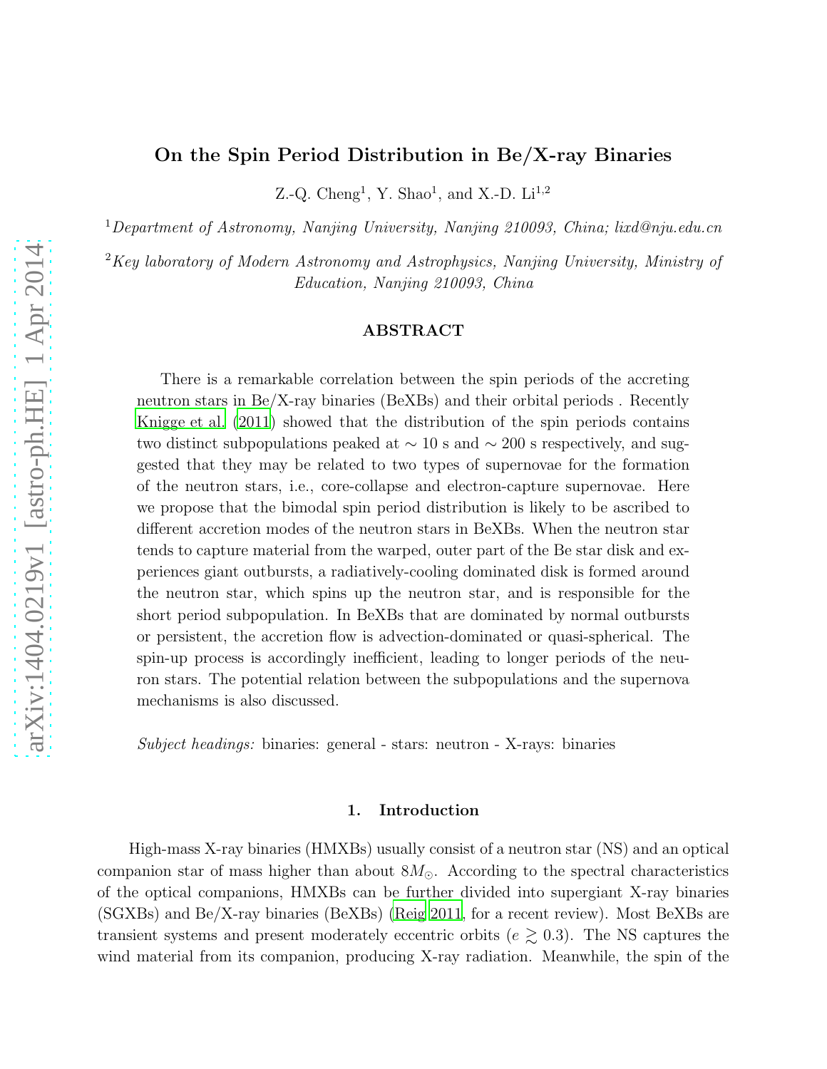# On the Spin Period Distribution in Be/X-ray Binaries

Z.-Q. Cheng[1], Y. Shao[1], and X.-D. Li[1,2]

[1]*Department of Astronomy, Nanjing University, Nanjing 210093, China; lixd@nju.edu.cn*

[2]*Key laboratory of Modern Astronomy and Astrophysics, Nanjing University, Ministry of Education, Nanjing 210093, China*

## ABSTRACT

There is a remarkable correlation between the spin periods of the accreting neutron stars in Be/X-ray binaries (BeXBs) and their orbital periods . Recently Knigge et al. (2011) showed that the distribution of the spin periods contains two distinct subpopulations peaked at $\sim 10$ s and $\sim 200$ s respectively, and suggested that they may be related to two types of supernovae for the formation of the neutron stars, i.e., core-collapse and electron-capture supernovae. Here we propose that the bimodal spin period distribution is likely to be ascribed to different accretion modes of the neutron stars in BeXBs. When the neutron star tends to capture material from the warped, outer part of the Be star disk and experiences giant outbursts, a radiatively-cooling dominated disk is formed around the neutron star, which spins up the neutron star, and is responsible for the short period subpopulation. In BeXBs that are dominated by normal outbursts or persistent, the accretion flow is advection-dominated or quasi-spherical. The spin-up process is accordingly inefficient, leading to longer periods of the neuron stars. The potential relation between the subpopulations and the supernova mechanisms is also discussed.

*Subject headings:* binaries: general - stars: neutron - X-rays: binaries

## 1. Introduction

High-mass X-ray binaries (HMXBs) usually consist of a neutron star (NS) and an optical companion star of mass higher than about $8M_{\odot}$. According to the spectral characteristics of the optical companions, HMXBs can be further divided into supergiant X-ray binaries (SGXBs) and Be/X-ray binaries (BeXBs) (Reig 2011, for a recent review). Most BeXBs are transient systems and present moderately eccentric orbits ($e \gtrsim 0.3$). The NS captures the wind material from its companion, producing X-ray radiation. Meanwhile, the spin of the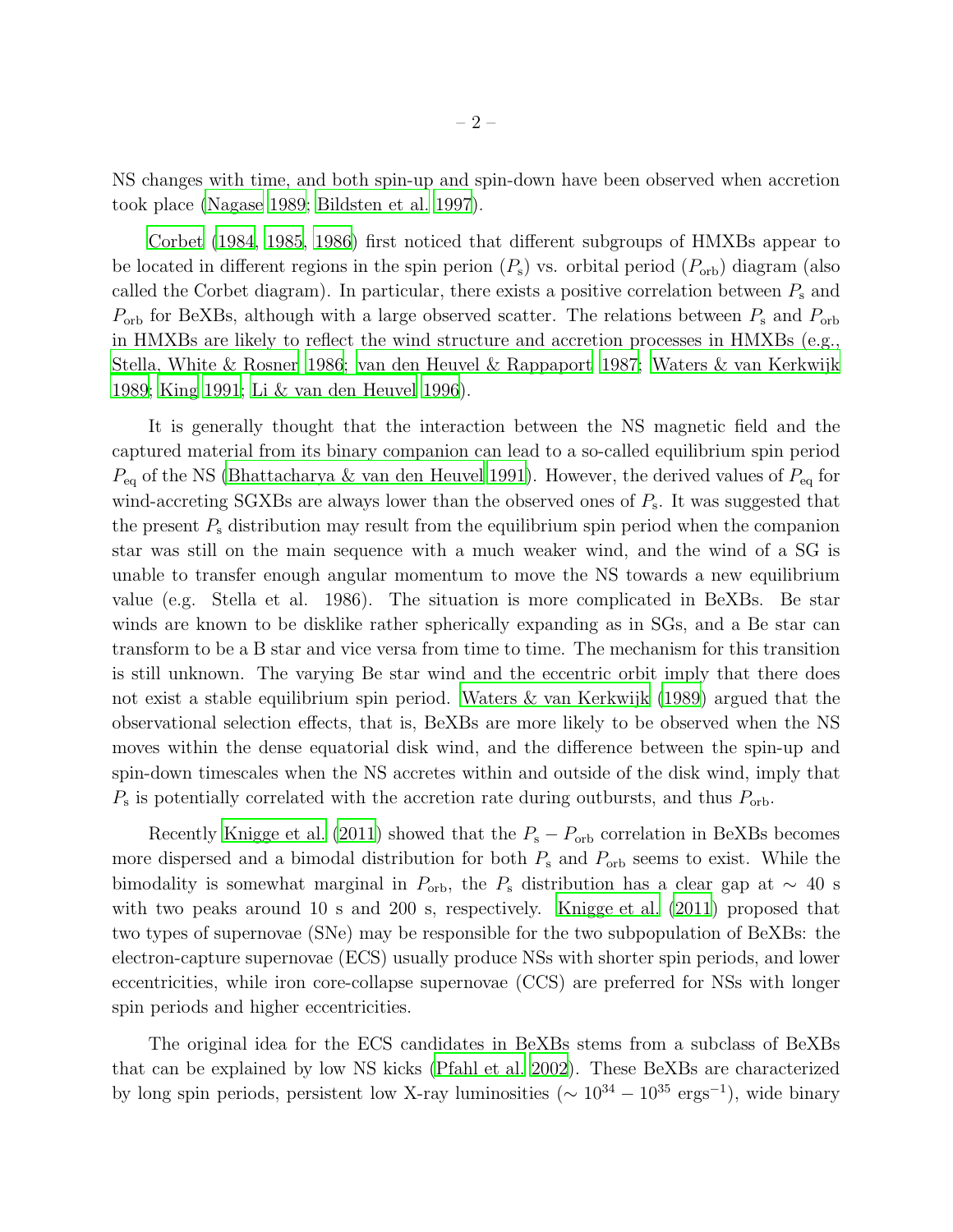NS changes with time, and both spin-up and spin-down have been observed when accretion took place (Nagase 1989; Bildsten et al. 1997).

Corbet (1984, 1985, 1986) first noticed that different subgroups of HMXBs appear to be located in different regions in the spin perion ($P_s$) vs. orbital period ($P_{orb}$) diagram (also called the Corbet diagram). In particular, there exists a positive correlation between $P_s$ and $P_{orb}$ for BeXBs, although with a large observed scatter. The relations between $P_s$ and $P_{orb}$ in HMXBs are likely to reflect the wind structure and accretion processes in HMXBs (e.g., Stella, White & Rosner 1986; van den Heuvel & Rappaport 1987; Waters & van Kerkwijk 1989; King 1991; Li & van den Heuvel 1996).

It is generally thought that the interaction between the NS magnetic field and the captured material from its binary companion can lead to a so-called equilibrium spin period $P_{eq}$ of the NS (Bhattacharya & van den Heuvel 1991). However, the derived values of $P_{eq}$ for wind-accreting SGXBs are always lower than the observed ones of $P_s$. It was suggested that the present $P_s$ distribution may result from the equilibrium spin period when the companion star was still on the main sequence with a much weaker wind, and the wind of a SG is unable to transfer enough angular momentum to move the NS towards a new equilibrium value (e.g. Stella et al. 1986). The situation is more complicated in BeXBs. Be star winds are known to be disklike rather spherically expanding as in SGs, and a Be star can transform to be a B star and vice versa from time to time. The mechanism for this transition is still unknown. The varying Be star wind and the eccentric orbit imply that there does not exist a stable equilibrium spin period. Waters & van Kerkwijk (1989) argued that the observational selection effects, that is, BeXBs are more likely to be observed when the NS moves within the dense equatorial disk wind, and the difference between the spin-up and spin-down timescales when the NS accretes within and outside of the disk wind, imply that $P_s$ is potentially correlated with the accretion rate during outbursts, and thus $P_{orb}$.

Recently Knigge et al. (2011) showed that the $P_s - P_{orb}$ correlation in BeXBs becomes more dispersed and a bimodal distribution for both $P_s$ and $P_{orb}$ seems to exist. While the bimodality is somewhat marginal in $P_{orb}$, the $P_s$ distribution has a clear gap at $\sim$ 40 s with two peaks around 10 s and 200 s, respectively. Knigge et al. (2011) proposed that two types of supernovae (SNe) may be responsible for the two subpopulation of BeXBs: the electron-capture supernovae (ECS) usually produce NSs with shorter spin periods, and lower eccentricities, while iron core-collapse supernovae (CCS) are preferred for NSs with longer spin periods and higher eccentricities.

The original idea for the ECS candidates in BeXBs stems from a subclass of BeXBs that can be explained by low NS kicks (Pfahl et al. 2002). These BeXBs are characterized by long spin periods, persistent low X-ray luminosities ($\sim 10^{34} - 10^{35}$ ergs$^{-1}$), wide binary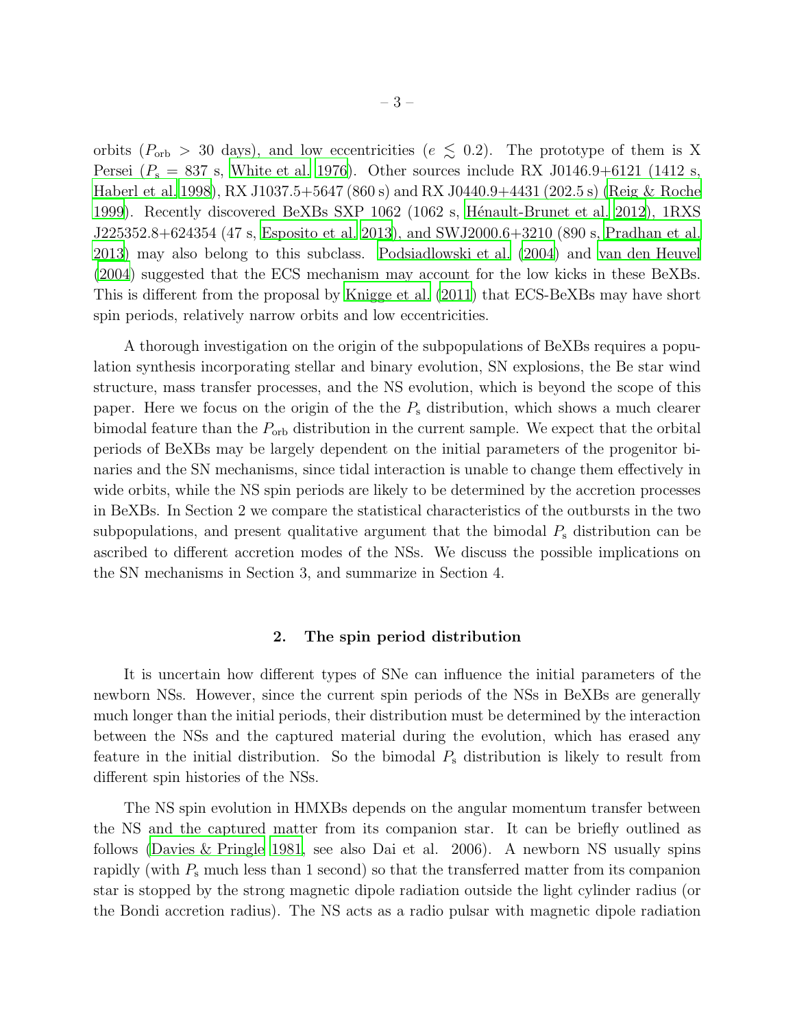orbits ($P_{\rm orb} > 30$ days), and low eccentricities ($e \lesssim 0.2$). The prototype of them is X Persei ($P_{\rm s} = 837$ s, White et al. 1976). Other sources include RX J0146.9+6121 (1412 s, Haberl et al. 1998), RX J1037.5+5647 (860 s) and RX J0440.9+4431 (202.5 s) (Reig & Roche 1999). Recently discovered BeXBs SXP 1062 (1062 s, Hénault-Brunet et al. 2012), 1RXS J225352.8+624354 (47 s, Esposito et al. 2013), and SWJ2000.6+3210 (890 s, Pradhan et al. 2013) may also belong to this subclass. Podsiadlowski et al. (2004) and van den Heuvel (2004) suggested that the ECS mechanism may account for the low kicks in these BeXBs. This is different from the proposal by Knigge et al. (2011) that ECS-BeXBs may have short spin periods, relatively narrow orbits and low eccentricities.

A thorough investigation on the origin of the subpopulations of BeXBs requires a population synthesis incorporating stellar and binary evolution, SN explosions, the Be star wind structure, mass transfer processes, and the NS evolution, which is beyond the scope of this paper. Here we focus on the origin of the the $P_{\rm s}$ distribution, which shows a much clearer bimodal feature than the $P_{\rm orb}$ distribution in the current sample. We expect that the orbital periods of BeXBs may be largely dependent on the initial parameters of the progenitor binaries and the SN mechanisms, since tidal interaction is unable to change them effectively in wide orbits, while the NS spin periods are likely to be determined by the accretion processes in BeXBs. In Section 2 we compare the statistical characteristics of the outbursts in the two subpopulations, and present qualitative argument that the bimodal $P_{\rm s}$ distribution can be ascribed to different accretion modes of the NSs. We discuss the possible implications on the SN mechanisms in Section 3, and summarize in Section 4.

## 2. The spin period distribution

It is uncertain how different types of SNe can influence the initial parameters of the newborn NSs. However, since the current spin periods of the NSs in BeXBs are generally much longer than the initial periods, their distribution must be determined by the interaction between the NSs and the captured material during the evolution, which has erased any feature in the initial distribution. So the bimodal $P_{\rm s}$ distribution is likely to result from different spin histories of the NSs.

The NS spin evolution in HMXBs depends on the angular momentum transfer between the NS and the captured matter from its companion star. It can be briefly outlined as follows (Davies & Pringle 1981, see also Dai et al. 2006). A newborn NS usually spins rapidly (with $P_{\rm s}$ much less than 1 second) so that the transferred matter from its companion star is stopped by the strong magnetic dipole radiation outside the light cylinder radius (or the Bondi accretion radius). The NS acts as a radio pulsar with magnetic dipole radiation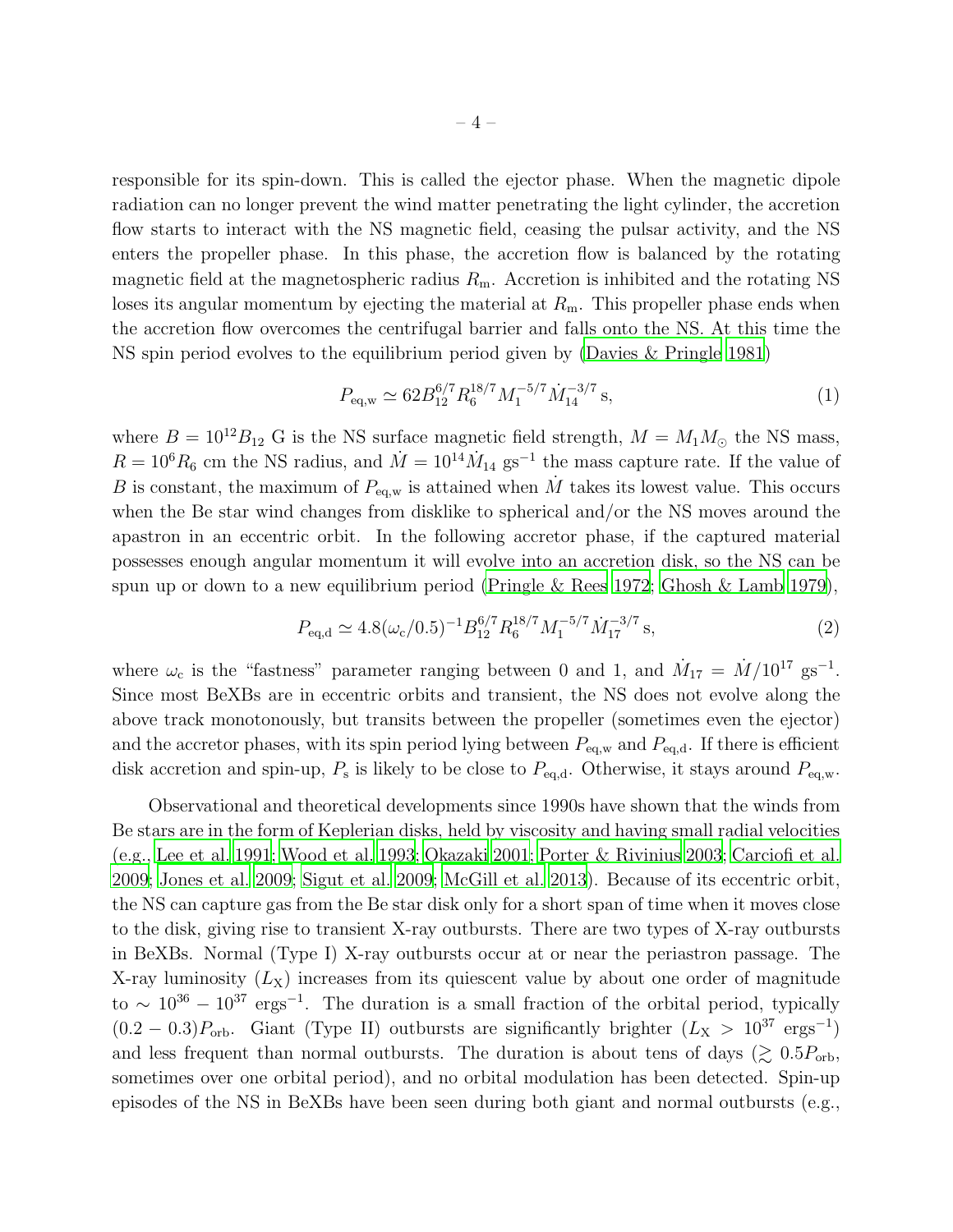responsible for its spin-down. This is called the ejector phase. When the magnetic dipole radiation can no longer prevent the wind matter penetrating the light cylinder, the accretion flow starts to interact with the NS magnetic field, ceasing the pulsar activity, and the NS enters the propeller phase. In this phase, the accretion flow is balanced by the rotating magnetic field at the magnetospheric radius $R_{\rm m}$. Accretion is inhibited and the rotating NS loses its angular momentum by ejecting the material at $R_{\rm m}$. This propeller phase ends when the accretion flow overcomes the centrifugal barrier and falls onto the NS. At this time the NS spin period evolves to the equilibrium period given by (Davies & Pringle 1981)

$$P_{\rm eq,w} \simeq 62 B_{12}^{6/7} R_6^{18/7} M_1^{-5/7} \dot{M}_{14}^{-3/7}\,{\rm s}, \tag{1}$$

where $B = 10^{12} B_{12}$ G is the NS surface magnetic field strength, $M = M_1 M_\odot$ the NS mass, $R = 10^6 R_6$ cm the NS radius, and $\dot{M} = 10^{14}\dot{M}_{14}$ gs$^{-1}$ the mass capture rate. If the value of $B$ is constant, the maximum of $P_{\rm eq,w}$ is attained when $\dot{M}$ takes its lowest value. This occurs when the Be star wind changes from disklike to spherical and/or the NS moves around the apastron in an eccentric orbit. In the following accretor phase, if the captured material possesses enough angular momentum it will evolve into an accretion disk, so the NS can be spun up or down to a new equilibrium period (Pringle & Rees 1972; Ghosh & Lamb 1979),

$$P_{\rm eq,d} \simeq 4.8(\omega_{\rm c}/0.5)^{-1} B_{12}^{6/7} R_6^{18/7} M_1^{-5/7} \dot{M}_{17}^{-3/7}\,{\rm s}, \tag{2}$$

where $\omega_{\rm c}$ is the "fastness" parameter ranging between 0 and 1, and $\dot{M}_{17} = \dot{M}/10^{17}$ gs$^{-1}$. Since most BeXBs are in eccentric orbits and transient, the NS does not evolve along the above track monotonously, but transits between the propeller (sometimes even the ejector) and the accretor phases, with its spin period lying between $P_{\rm eq,w}$ and $P_{\rm eq,d}$. If there is efficient disk accretion and spin-up, $P_{\rm s}$ is likely to be close to $P_{\rm eq,d}$. Otherwise, it stays around $P_{\rm eq,w}$.

Observational and theoretical developments since 1990s have shown that the winds from Be stars are in the form of Keplerian disks, held by viscosity and having small radial velocities (e.g., Lee et al. 1991; Wood et al. 1993; Okazaki 2001; Porter & Rivinius 2003; Carciofi et al. 2009; Jones et al. 2009; Sigut et al. 2009; McGill et al. 2013). Because of its eccentric orbit, the NS can capture gas from the Be star disk only for a short span of time when it moves close to the disk, giving rise to transient X-ray outbursts. There are two types of X-ray outbursts in BeXBs. Normal (Type I) X-ray outbursts occur at or near the periastron passage. The X-ray luminosity ($L_{\rm X}$) increases from its quiescent value by about one order of magnitude to $\sim 10^{36} - 10^{37}$ ergs$^{-1}$. The duration is a small fraction of the orbital period, typically $(0.2 - 0.3)P_{\rm orb}$. Giant (Type II) outbursts are significantly brighter ($L_{\rm X} > 10^{37}$ ergs$^{-1}$) and less frequent than normal outbursts. The duration is about tens of days ($\gtrsim 0.5P_{\rm orb}$, sometimes over one orbital period), and no orbital modulation has been detected. Spin-up episodes of the NS in BeXBs have been seen during both giant and normal outbursts (e.g.,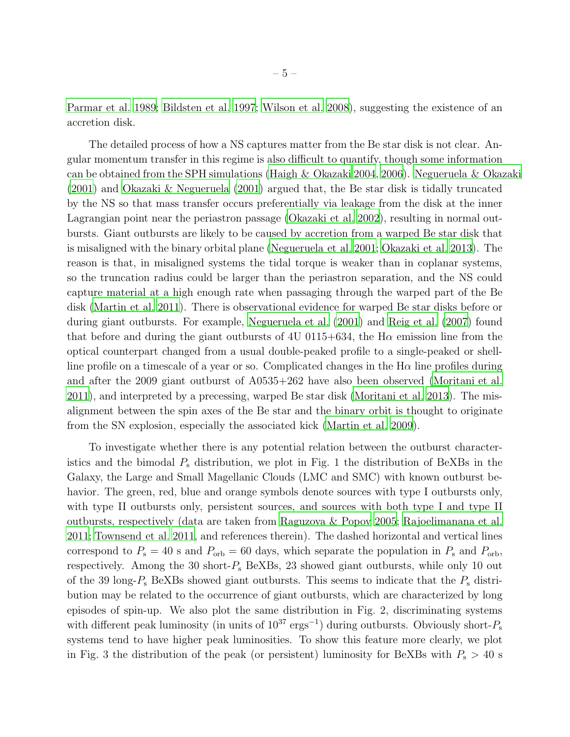Parmar et al. 1989; Bildsten et al. 1997; Wilson et al. 2008), suggesting the existence of an accretion disk.

The detailed process of how a NS captures matter from the Be star disk is not clear. Angular momentum transfer in this regime is also difficult to quantify, though some information can be obtained from the SPH simulations (Haigh & Okazaki 2004, 2006). Negueruela & Okazaki (2001) and Okazaki & Negueruela (2001) argued that, the Be star disk is tidally truncated by the NS so that mass transfer occurs preferentially via leakage from the disk at the inner Lagrangian point near the periastron passage (Okazaki et al. 2002), resulting in normal outbursts. Giant outbursts are likely to be caused by accretion from a warped Be star disk that is misaligned with the binary orbital plane (Negueruela et al. 2001; Okazaki et al. 2013). The reason is that, in misaligned systems the tidal torque is weaker than in coplanar systems, so the truncation radius could be larger than the periastron separation, and the NS could capture material at a high enough rate when passaging through the warped part of the Be disk (Martin et al. 2011). There is observational evidence for warped Be star disks before or during giant outbursts. For example, Negueruela et al. (2001) and Reig et al. (2007) found that before and during the giant outbursts of 4U 0115+634, the H$\alpha$ emission line from the optical counterpart changed from a usual double-peaked profile to a single-peaked or shell-line profile on a timescale of a year or so. Complicated changes in the H$\alpha$ line profiles during and after the 2009 giant outburst of A0535+262 have also been observed (Moritani et al. 2011), and interpreted by a precessing, warped Be star disk (Moritani et al. 2013). The misalignment between the spin axes of the Be star and the binary orbit is thought to originate from the SN explosion, especially the associated kick (Martin et al. 2009).

To investigate whether there is any potential relation between the outburst characteristics and the bimodal $P_{\rm s}$ distribution, we plot in Fig. 1 the distribution of BeXBs in the Galaxy, the Large and Small Magellanic Clouds (LMC and SMC) with known outburst behavior. The green, red, blue and orange symbols denote sources with type I outbursts only, with type II outbursts only, persistent sources, and sources with both type I and type II outbursts, respectively (data are taken from Raguzova & Popov 2005; Rajoelimanana et al. 2011; Townsend et al. 2011, and references therein). The dashed horizontal and vertical lines correspond to $P_{\rm s} = 40$ s and $P_{\rm orb} = 60$ days, which separate the population in $P_{\rm s}$ and $P_{\rm orb}$, respectively. Among the 30 short-$P_{\rm s}$ BeXBs, 23 showed giant outbursts, while only 10 out of the 39 long-$P_{\rm s}$ BeXBs showed giant outbursts. This seems to indicate that the $P_{\rm s}$ distribution may be related to the occurrence of giant outbursts, which are characterized by long episodes of spin-up. We also plot the same distribution in Fig. 2, discriminating systems with different peak luminosity (in units of $10^{37}$ ergs$^{-1}$) during outbursts. Obviously short-$P_{\rm s}$ systems tend to have higher peak luminosities. To show this feature more clearly, we plot in Fig. 3 the distribution of the peak (or persistent) luminosity for BeXBs with $P_{\rm s} > 40$ s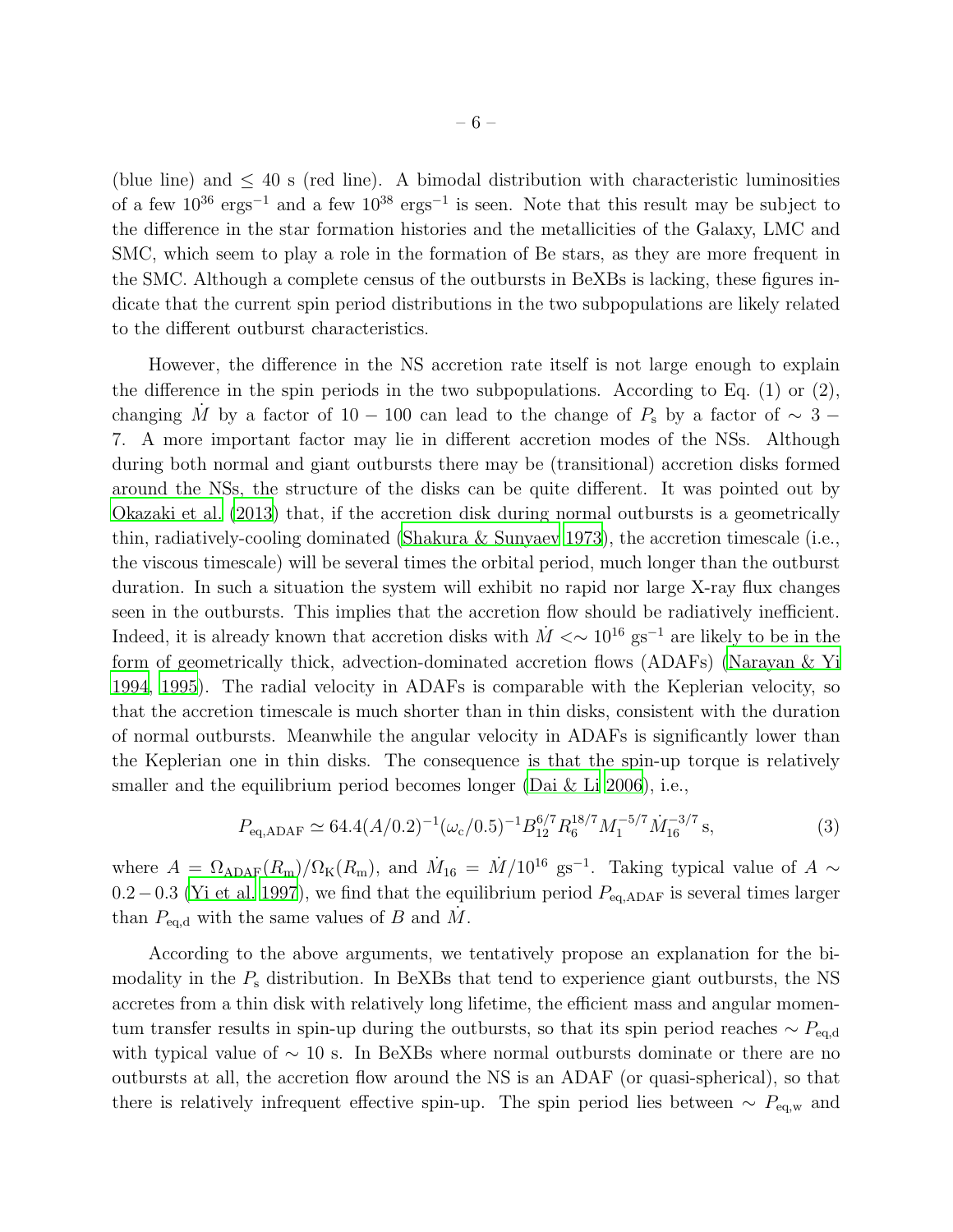(blue line) and $\leq 40$ s (red line). A bimodal distribution with characteristic luminosities of a few $10^{36}$ ergs$^{-1}$ and a few $10^{38}$ ergs$^{-1}$ is seen. Note that this result may be subject to the difference in the star formation histories and the metallicities of the Galaxy, LMC and SMC, which seem to play a role in the formation of Be stars, as they are more frequent in the SMC. Although a complete census of the outbursts in BeXBs is lacking, these figures indicate that the current spin period distributions in the two subpopulations are likely related to the different outburst characteristics.

However, the difference in the NS accretion rate itself is not large enough to explain the difference in the spin periods in the two subpopulations. According to Eq. (1) or (2), changing $\dot{M}$ by a factor of $10-100$ can lead to the change of $P_{\rm s}$ by a factor of $\sim 3-7$. A more important factor may lie in different accretion modes of the NSs. Although during both normal and giant outbursts there may be (transitional) accretion disks formed around the NSs, the structure of the disks can be quite different. It was pointed out by Okazaki et al. (2013) that, if the accretion disk during normal outbursts is a geometrically thin, radiatively-cooling dominated (Shakura & Sunyaev 1973), the accretion timescale (i.e., the viscous timescale) will be several times the orbital period, much longer than the outburst duration. In such a situation the system will exhibit no rapid nor large X-ray flux changes seen in the outbursts. This implies that the accretion flow should be radiatively inefficient. Indeed, it is already known that accretion disks with $\dot{M} <\sim 10^{16}$ gs$^{-1}$ are likely to be in the form of geometrically thick, advection-dominated accretion flows (ADAFs) (Narayan & Yi 1994, 1995). The radial velocity in ADAFs is comparable with the Keplerian velocity, so that the accretion timescale is much shorter than in thin disks, consistent with the duration of normal outbursts. Meanwhile the angular velocity in ADAFs is significantly lower than the Keplerian one in thin disks. The consequence is that the spin-up torque is relatively smaller and the equilibrium period becomes longer (Dai & Li 2006), i.e.,

$$P_{\rm eq,ADAF} \simeq 64.4(A/0.2)^{-1}(\omega_{\rm c}/0.5)^{-1}B_{12}^{6/7}R_6^{18/7}M_1^{-5/7}\dot{M}_{16}^{-3/7}\,{\rm s}, \tag{3}$$

where $A = \Omega_{\rm ADAF}(R_{\rm m})/\Omega_{\rm K}(R_{\rm m})$, and $\dot{M}_{16} = \dot{M}/10^{16}$ gs$^{-1}$. Taking typical value of $A \sim 0.2-0.3$ (Yi et al. 1997), we find that the equilibrium period $P_{\rm eq,ADAF}$ is several times larger than $P_{\rm eq,d}$ with the same values of $B$ and $\dot{M}$.

According to the above arguments, we tentatively propose an explanation for the bimodality in the $P_{\rm s}$ distribution. In BeXBs that tend to experience giant outbursts, the NS accretes from a thin disk with relatively long lifetime, the efficient mass and angular momentum transfer results in spin-up during the outbursts, so that its spin period reaches $\sim P_{\rm eq,d}$ with typical value of $\sim 10$ s. In BeXBs where normal outbursts dominate or there are no outbursts at all, the accretion flow around the NS is an ADAF (or quasi-spherical), so that there is relatively infrequent effective spin-up. The spin period lies between $\sim P_{\rm eq,w}$ and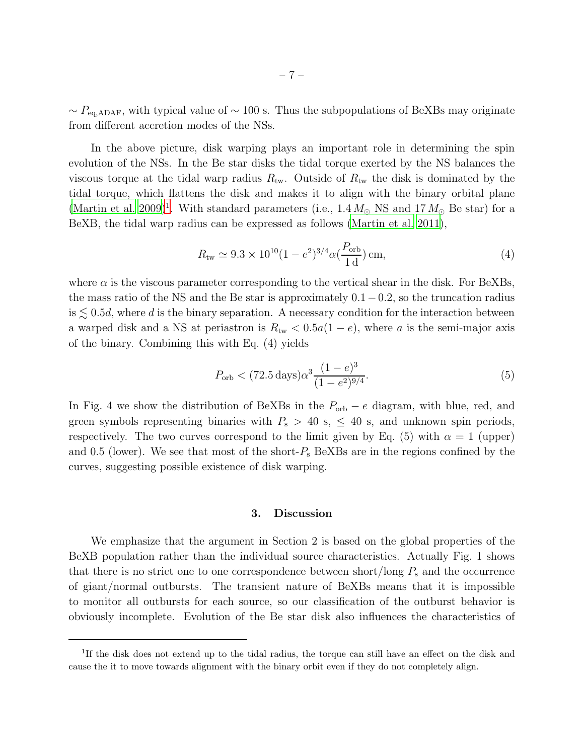$\sim P_{\rm eq,ADAF}$, with typical value of $\sim 100$ s. Thus the subpopulations of BeXBs may originate from different accretion modes of the NSs.

In the above picture, disk warping plays an important role in determining the spin evolution of the NSs. In the Be star disks the tidal torque exerted by the NS balances the viscous torque at the tidal warp radius $R_{\rm tw}$. Outside of $R_{\rm tw}$ the disk is dominated by the tidal torque, which flattens the disk and makes it to align with the binary orbital plane (Martin et al. 2009)[1]. With standard parameters (i.e., $1.4\,M_\odot$ NS and $17\,M_\odot$ Be star) for a BeXB, the tidal warp radius can be expressed as follows (Martin et al. 2011),

$$R_{\rm tw} \simeq 9.3\times10^{10}(1-e^2)^{3/4}\alpha(\frac{P_{\rm orb}}{1\,{\rm d}})\,{\rm cm}, \tag{4}$$

where $\alpha$ is the viscous parameter corresponding to the vertical shear in the disk. For BeXBs, the mass ratio of the NS and the Be star is approximately $0.1-0.2$, so the truncation radius is $\lesssim 0.5d$, where $d$ is the binary separation. A necessary condition for the interaction between a warped disk and a NS at periastron is $R_{\rm tw} < 0.5a(1-e)$, where $a$ is the semi-major axis of the binary. Combining this with Eq. (4) yields

$$P_{\rm orb} < (72.5\,{\rm days})\alpha^3\frac{(1-e)^3}{(1-e^2)^{9/4}}. \tag{5}$$

In Fig. 4 we show the distribution of BeXBs in the $P_{\rm orb}-e$ diagram, with blue, red, and green symbols representing binaries with $P_{\rm s} > 40$ s, $\leq 40$ s, and unknown spin periods, respectively. The two curves correspond to the limit given by Eq. (5) with $\alpha = 1$ (upper) and 0.5 (lower). We see that most of the short-$P_{\rm s}$ BeXBs are in the regions confined by the curves, suggesting possible existence of disk warping.

## 3. Discussion

We emphasize that the argument in Section 2 is based on the global properties of the BeXB population rather than the individual source characteristics. Actually Fig. 1 shows that there is no strict one to one correspondence between short/long $P_{\rm s}$ and the occurrence of giant/normal outbursts. The transient nature of BeXBs means that it is impossible to monitor all outbursts for each source, so our classification of the outburst behavior is obviously incomplete. Evolution of the Be star disk also influences the characteristics of

---

[1] If the disk does not extend up to the tidal radius, the torque can still have an effect on the disk and cause the it to move towards alignment with the binary orbit even if they do not completely align.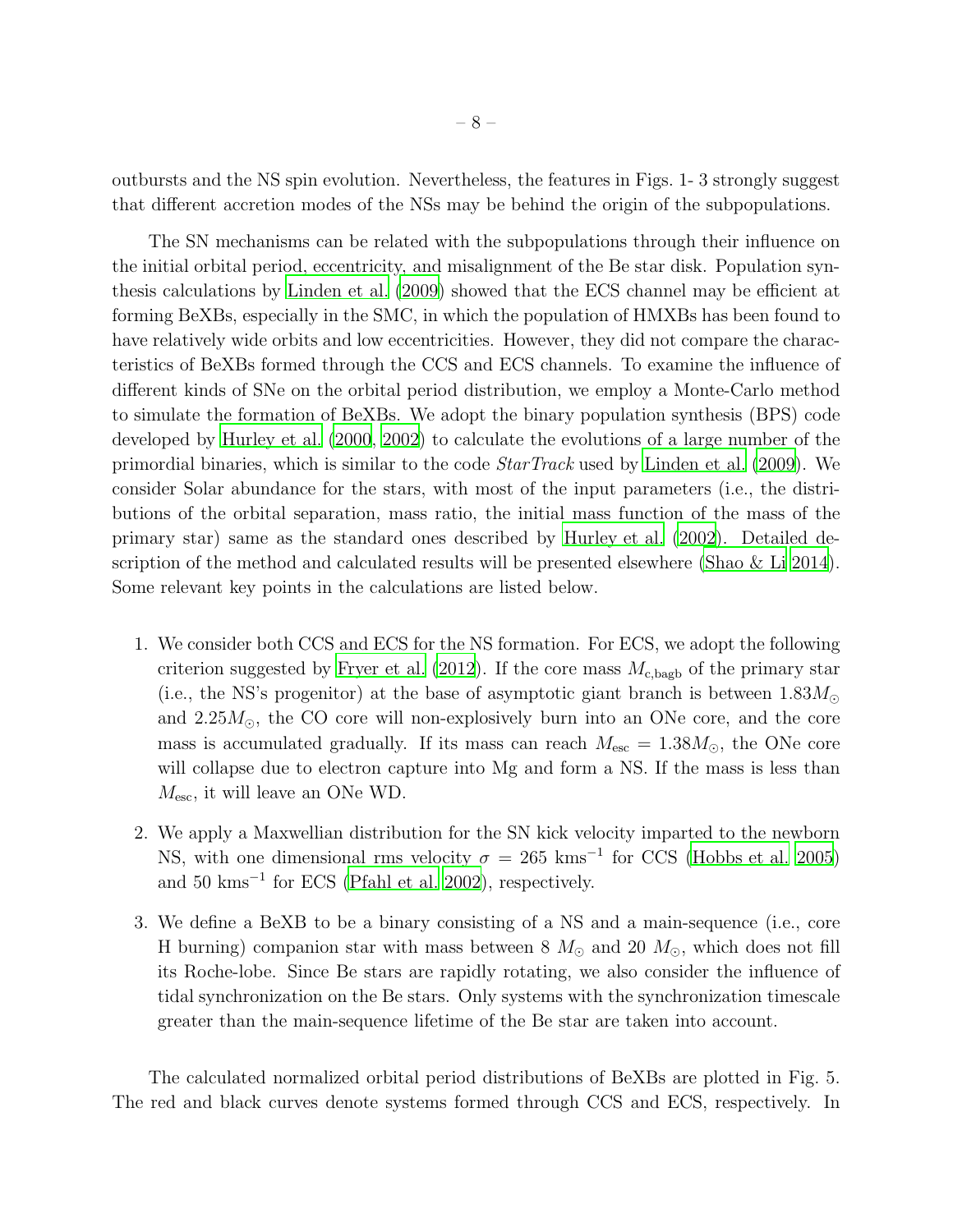outbursts and the NS spin evolution. Nevertheless, the features in Figs. 1- 3 strongly suggest that different accretion modes of the NSs may be behind the origin of the subpopulations.

The SN mechanisms can be related with the subpopulations through their influence on the initial orbital period, eccentricity, and misalignment of the Be star disk. Population synthesis calculations by Linden et al. (2009) showed that the ECS channel may be efficient at forming BeXBs, especially in the SMC, in which the population of HMXBs has been found to have relatively wide orbits and low eccentricities. However, they did not compare the characteristics of BeXBs formed through the CCS and ECS channels. To examine the influence of different kinds of SNe on the orbital period distribution, we employ a Monte-Carlo method to simulate the formation of BeXBs. We adopt the binary population synthesis (BPS) code developed by Hurley et al. (2000, 2002) to calculate the evolutions of a large number of the primordial binaries, which is similar to the code *StarTrack* used by Linden et al. (2009). We consider Solar abundance for the stars, with most of the input parameters (i.e., the distributions of the orbital separation, mass ratio, the initial mass function of the mass of the primary star) same as the standard ones described by Hurley et al. (2002). Detailed description of the method and calculated results will be presented elsewhere (Shao & Li 2014). Some relevant key points in the calculations are listed below.

1. We consider both CCS and ECS for the NS formation. For ECS, we adopt the following criterion suggested by Fryer et al. (2012). If the core mass $M_{\rm c,bagb}$ of the primary star (i.e., the NS's progenitor) at the base of asymptotic giant branch is between $1.83M_{\odot}$ and $2.25M_{\odot}$, the CO core will non-explosively burn into an ONe core, and the core mass is accumulated gradually. If its mass can reach $M_{\rm esc} = 1.38M_{\odot}$, the ONe core will collapse due to electron capture into Mg and form a NS. If the mass is less than $M_{\rm esc}$, it will leave an ONe WD.

2. We apply a Maxwellian distribution for the SN kick velocity imparted to the newborn NS, with one dimensional rms velocity $\sigma = 265$ kms$^{-1}$ for CCS (Hobbs et al. 2005) and 50 kms$^{-1}$ for ECS (Pfahl et al. 2002), respectively.

3. We define a BeXB to be a binary consisting of a NS and a main-sequence (i.e., core H burning) companion star with mass between 8 $M_{\odot}$ and 20 $M_{\odot}$, which does not fill its Roche-lobe. Since Be stars are rapidly rotating, we also consider the influence of tidal synchronization on the Be stars. Only systems with the synchronization timescale greater than the main-sequence lifetime of the Be star are taken into account.

The calculated normalized orbital period distributions of BeXBs are plotted in Fig. 5. The red and black curves denote systems formed through CCS and ECS, respectively. In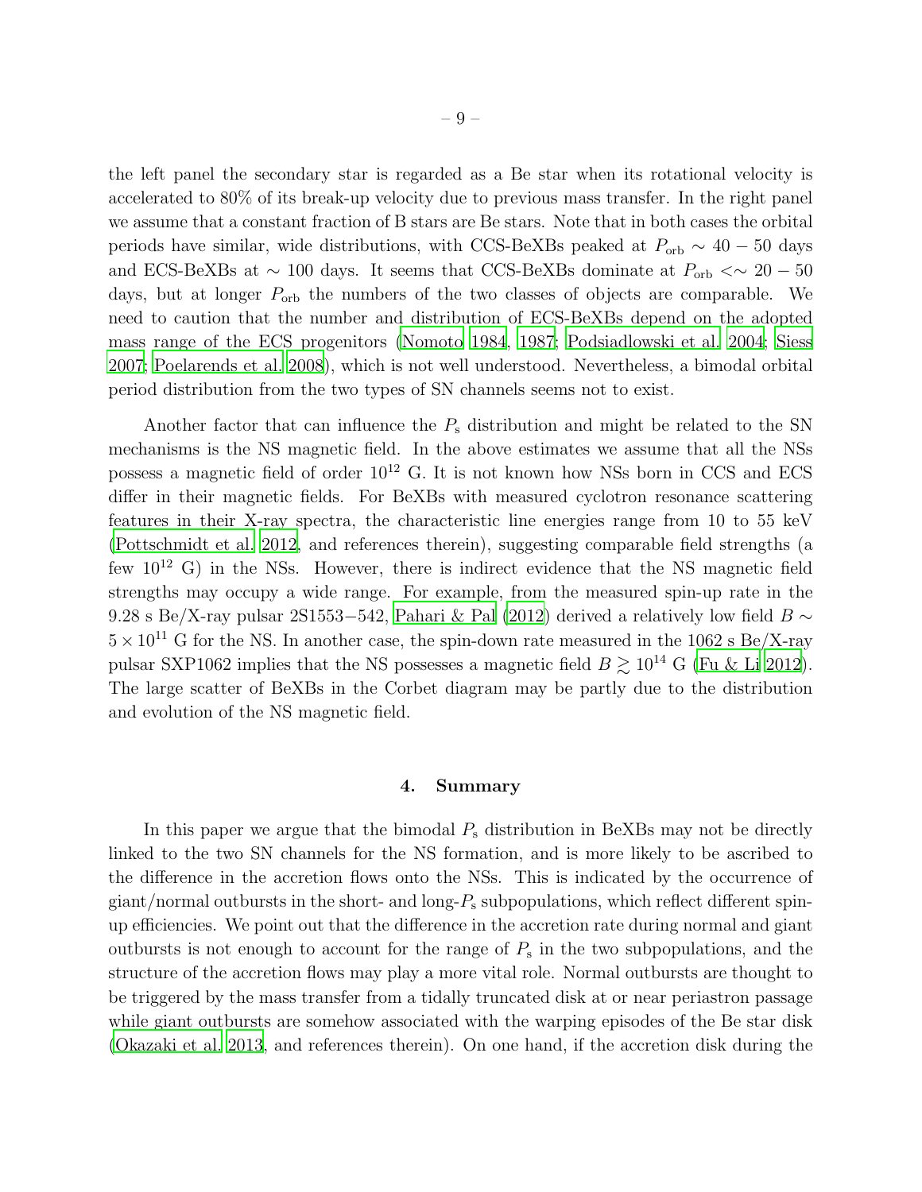the left panel the secondary star is regarded as a Be star when its rotational velocity is accelerated to 80% of its break-up velocity due to previous mass transfer. In the right panel we assume that a constant fraction of B stars are Be stars. Note that in both cases the orbital periods have similar, wide distributions, with CCS-BeXBs peaked at $P_{\rm orb} \sim 40-50$ days and ECS-BeXBs at $\sim 100$ days. It seems that CCS-BeXBs dominate at $P_{\rm orb} <\sim 20-50$ days, but at longer $P_{\rm orb}$ the numbers of the two classes of objects are comparable. We need to caution that the number and distribution of ECS-BeXBs depend on the adopted mass range of the ECS progenitors (Nomoto 1984, 1987; Podsiadlowski et al. 2004; Siess 2007; Poelarends et al. 2008), which is not well understood. Nevertheless, a bimodal orbital period distribution from the two types of SN channels seems not to exist.

Another factor that can influence the $P_{\rm s}$ distribution and might be related to the SN mechanisms is the NS magnetic field. In the above estimates we assume that all the NSs possess a magnetic field of order $10^{12}$ G. It is not known how NSs born in CCS and ECS differ in their magnetic fields. For BeXBs with measured cyclotron resonance scattering features in their X-ray spectra, the characteristic line energies range from 10 to 55 keV (Pottschmidt et al. 2012, and references therein), suggesting comparable field strengths (a few $10^{12}$ G) in the NSs. However, there is indirect evidence that the NS magnetic field strengths may occupy a wide range. For example, from the measured spin-up rate in the 9.28 s Be/X-ray pulsar 2S1553−542, Pahari & Pal (2012) derived a relatively low field $B \sim 5 \times 10^{11}$ G for the NS. In another case, the spin-down rate measured in the 1062 s Be/X-ray pulsar SXP1062 implies that the NS possesses a magnetic field $B \gtrsim 10^{14}$ G (Fu & Li 2012). The large scatter of BeXBs in the Corbet diagram may be partly due to the distribution and evolution of the NS magnetic field.

## 4. Summary

In this paper we argue that the bimodal $P_{\rm s}$ distribution in BeXBs may not be directly linked to the two SN channels for the NS formation, and is more likely to be ascribed to the difference in the accretion flows onto the NSs. This is indicated by the occurrence of giant/normal outbursts in the short- and long-$P_{\rm s}$ subpopulations, which reflect different spin-up efficiencies. We point out that the difference in the accretion rate during normal and giant outbursts is not enough to account for the range of $P_{\rm s}$ in the two subpopulations, and the structure of the accretion flows may play a more vital role. Normal outbursts are thought to be triggered by the mass transfer from a tidally truncated disk at or near periastron passage while giant outbursts are somehow associated with the warping episodes of the Be star disk (Okazaki et al. 2013, and references therein). On one hand, if the accretion disk during the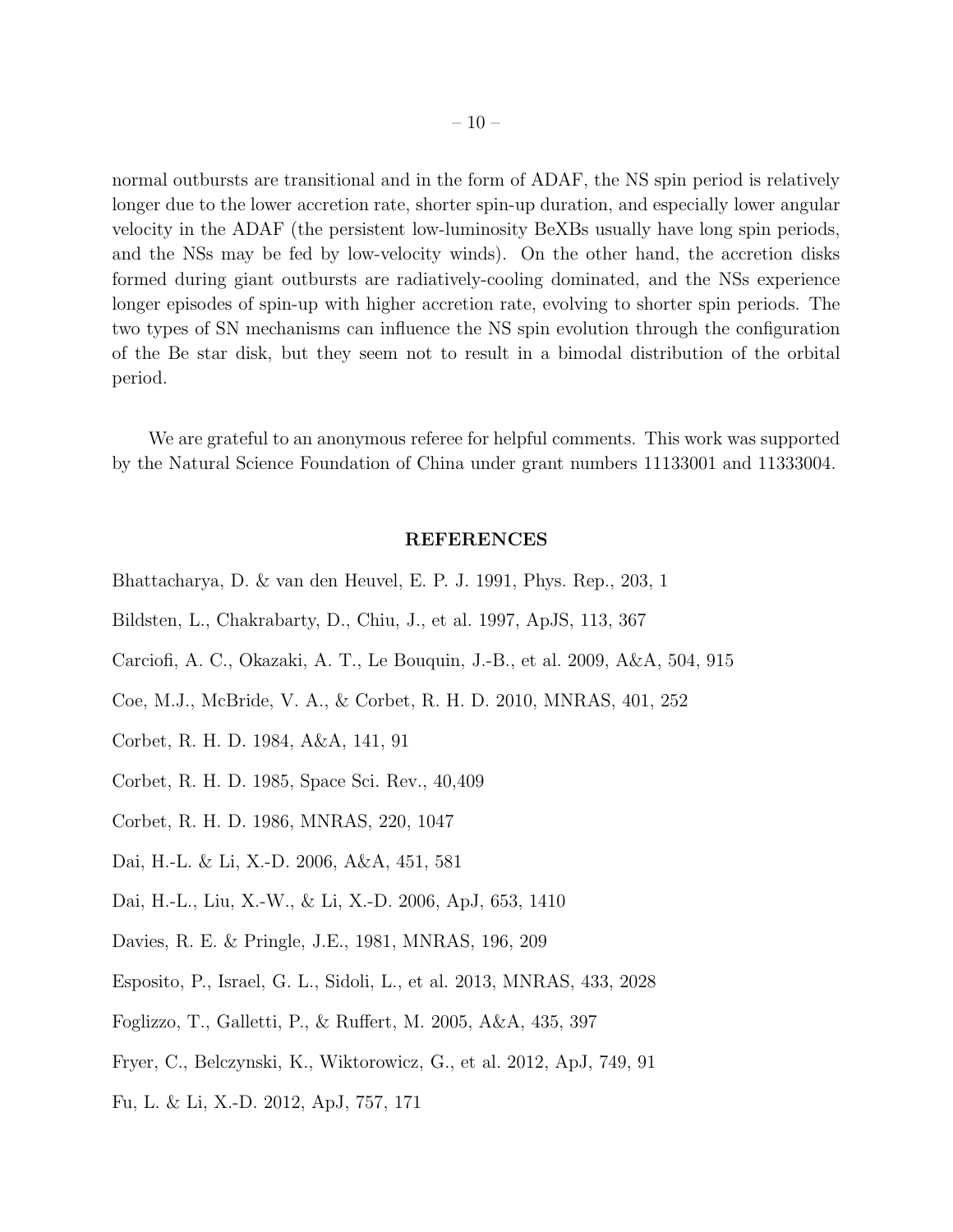normal outbursts are transitional and in the form of ADAF, the NS spin period is relatively longer due to the lower accretion rate, shorter spin-up duration, and especially lower angular velocity in the ADAF (the persistent low-luminosity BeXBs usually have long spin periods, and the NSs may be fed by low-velocity winds). On the other hand, the accretion disks formed during giant outbursts are radiatively-cooling dominated, and the NSs experience longer episodes of spin-up with higher accretion rate, evolving to shorter spin periods. The two types of SN mechanisms can influence the NS spin evolution through the configuration of the Be star disk, but they seem not to result in a bimodal distribution of the orbital period.

We are grateful to an anonymous referee for helpful comments. This work was supported by the Natural Science Foundation of China under grant numbers 11133001 and 11333004.

## REFERENCES

Bhattacharya, D. & van den Heuvel, E. P. J. 1991, Phys. Rep., 203, 1

Bildsten, L., Chakrabarty, D., Chiu, J., et al. 1997, ApJS, 113, 367

Carciofi, A. C., Okazaki, A. T., Le Bouquin, J.-B., et al. 2009, A&A, 504, 915

Coe, M.J., McBride, V. A., & Corbet, R. H. D. 2010, MNRAS, 401, 252

Corbet, R. H. D. 1984, A&A, 141, 91

Corbet, R. H. D. 1985, Space Sci. Rev., 40,409

Corbet, R. H. D. 1986, MNRAS, 220, 1047

Dai, H.-L. & Li, X.-D. 2006, A&A, 451, 581

Dai, H.-L., Liu, X.-W., & Li, X.-D. 2006, ApJ, 653, 1410

Davies, R. E. & Pringle, J.E., 1981, MNRAS, 196, 209

Esposito, P., Israel, G. L., Sidoli, L., et al. 2013, MNRAS, 433, 2028

Foglizzo, T., Galletti, P., & Ruffert, M. 2005, A&A, 435, 397

Fryer, C., Belczynski, K., Wiktorowicz, G., et al. 2012, ApJ, 749, 91

Fu, L. & Li, X.-D. 2012, ApJ, 757, 171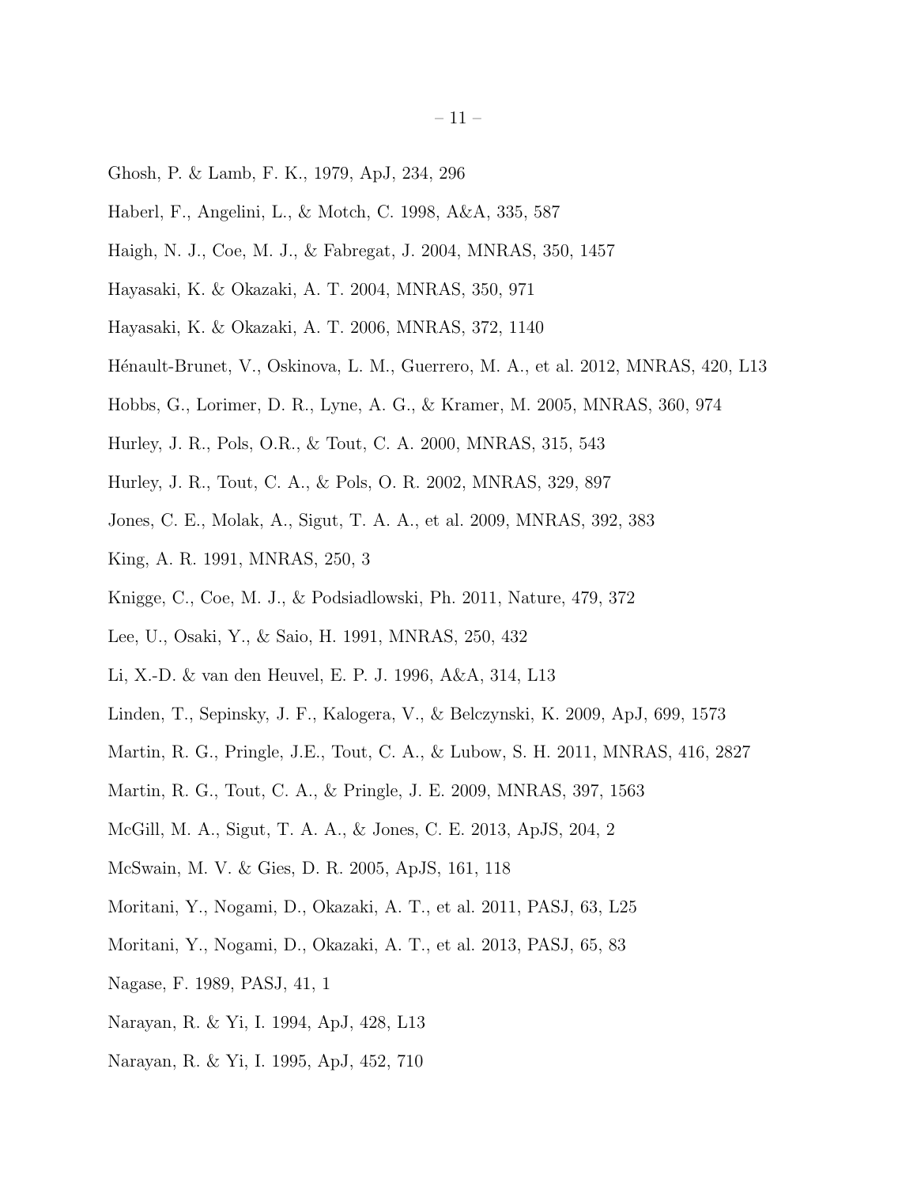Ghosh, P. & Lamb, F. K., 1979, ApJ, 234, 296

Haberl, F., Angelini, L., & Motch, C. 1998, A&A, 335, 587

Haigh, N. J., Coe, M. J., & Fabregat, J. 2004, MNRAS, 350, 1457

Hayasaki, K. & Okazaki, A. T. 2004, MNRAS, 350, 971

Hayasaki, K. & Okazaki, A. T. 2006, MNRAS, 372, 1140

Hénault-Brunet, V., Oskinova, L. M., Guerrero, M. A., et al. 2012, MNRAS, 420, L13

Hobbs, G., Lorimer, D. R., Lyne, A. G., & Kramer, M. 2005, MNRAS, 360, 974

Hurley, J. R., Pols, O.R., & Tout, C. A. 2000, MNRAS, 315, 543

Hurley, J. R., Tout, C. A., & Pols, O. R. 2002, MNRAS, 329, 897

Jones, C. E., Molak, A., Sigut, T. A. A., et al. 2009, MNRAS, 392, 383

King, A. R. 1991, MNRAS, 250, 3

Knigge, C., Coe, M. J., & Podsiadlowski, Ph. 2011, Nature, 479, 372

Lee, U., Osaki, Y., & Saio, H. 1991, MNRAS, 250, 432

Li, X.-D. & van den Heuvel, E. P. J. 1996, A&A, 314, L13

Linden, T., Sepinsky, J. F., Kalogera, V., & Belczynski, K. 2009, ApJ, 699, 1573

Martin, R. G., Pringle, J.E., Tout, C. A., & Lubow, S. H. 2011, MNRAS, 416, 2827

Martin, R. G., Tout, C. A., & Pringle, J. E. 2009, MNRAS, 397, 1563

McGill, M. A., Sigut, T. A. A., & Jones, C. E. 2013, ApJS, 204, 2

McSwain, M. V. & Gies, D. R. 2005, ApJS, 161, 118

Moritani, Y., Nogami, D., Okazaki, A. T., et al. 2011, PASJ, 63, L25

Moritani, Y., Nogami, D., Okazaki, A. T., et al. 2013, PASJ, 65, 83

Nagase, F. 1989, PASJ, 41, 1

Narayan, R. & Yi, I. 1994, ApJ, 428, L13

Narayan, R. & Yi, I. 1995, ApJ, 452, 710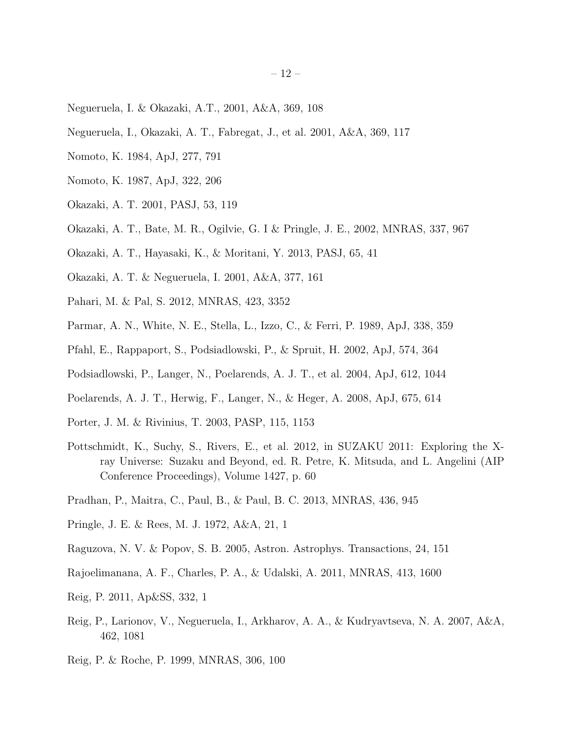Negueruela, I. & Okazaki, A.T., 2001, A&A, 369, 108

Negueruela, I., Okazaki, A. T., Fabregat, J., et al. 2001, A&A, 369, 117

Nomoto, K. 1984, ApJ, 277, 791

Nomoto, K. 1987, ApJ, 322, 206

Okazaki, A. T. 2001, PASJ, 53, 119

Okazaki, A. T., Bate, M. R., Ogilvie, G. I & Pringle, J. E., 2002, MNRAS, 337, 967

Okazaki, A. T., Hayasaki, K., & Moritani, Y. 2013, PASJ, 65, 41

Okazaki, A. T. & Negueruela, I. 2001, A&A, 377, 161

Pahari, M. & Pal, S. 2012, MNRAS, 423, 3352

Parmar, A. N., White, N. E., Stella, L., Izzo, C., & Ferri, P. 1989, ApJ, 338, 359

Pfahl, E., Rappaport, S., Podsiadlowski, P., & Spruit, H. 2002, ApJ, 574, 364

Podsiadlowski, P., Langer, N., Poelarends, A. J. T., et al. 2004, ApJ, 612, 1044

Poelarends, A. J. T., Herwig, F., Langer, N., & Heger, A. 2008, ApJ, 675, 614

Porter, J. M. & Rivinius, T. 2003, PASP, 115, 1153

Pottschmidt, K., Suchy, S., Rivers, E., et al. 2012, in SUZAKU 2011: Exploring the X-ray Universe: Suzaku and Beyond, ed. R. Petre, K. Mitsuda, and L. Angelini (AIP Conference Proceedings), Volume 1427, p. 60

Pradhan, P., Maitra, C., Paul, B., & Paul, B. C. 2013, MNRAS, 436, 945

Pringle, J. E. & Rees, M. J. 1972, A&A, 21, 1

Raguzova, N. V. & Popov, S. B. 2005, Astron. Astrophys. Transactions, 24, 151

Rajoelimanana, A. F., Charles, P. A., & Udalski, A. 2011, MNRAS, 413, 1600

Reig, P. 2011, Ap&SS, 332, 1

Reig, P., Larionov, V., Negueruela, I., Arkharov, A. A., & Kudryavtseva, N. A. 2007, A&A, 462, 1081

Reig, P. & Roche, P. 1999, MNRAS, 306, 100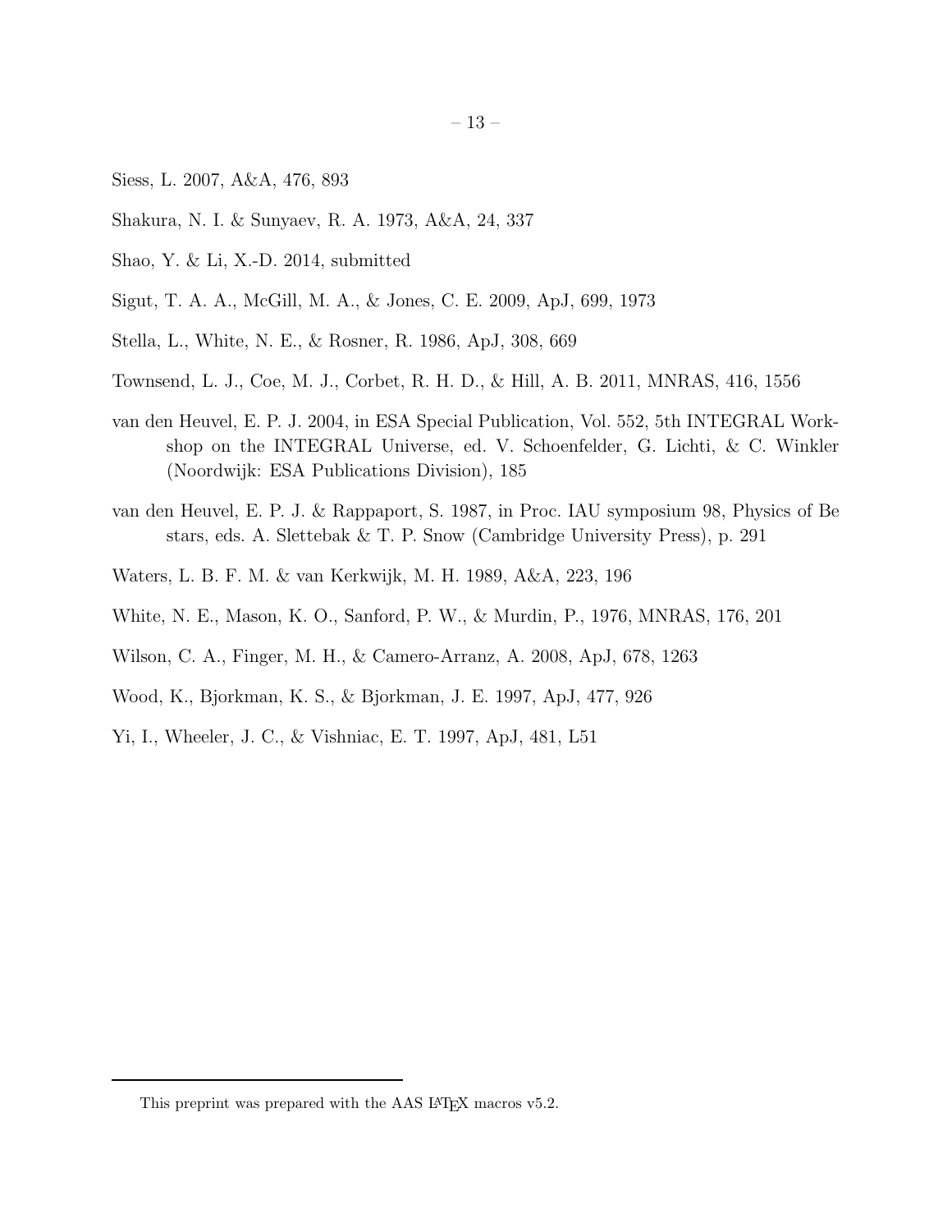Siess, L. 2007, A&A, 476, 893

Shakura, N. I. & Sunyaev, R. A. 1973, A&A, 24, 337

Shao, Y. & Li, X.-D. 2014, submitted

Sigut, T. A. A., McGill, M. A., & Jones, C. E. 2009, ApJ, 699, 1973

Stella, L., White, N. E., & Rosner, R. 1986, ApJ, 308, 669

Townsend, L. J., Coe, M. J., Corbet, R. H. D., & Hill, A. B. 2011, MNRAS, 416, 1556

van den Heuvel, E. P. J. 2004, in ESA Special Publication, Vol. 552, 5th INTEGRAL Workshop on the INTEGRAL Universe, ed. V. Schoenfelder, G. Lichti, & C. Winkler (Noordwijk: ESA Publications Division), 185

van den Heuvel, E. P. J. & Rappaport, S. 1987, in Proc. IAU symposium 98, Physics of Be stars, eds. A. Slettebak & T. P. Snow (Cambridge University Press), p. 291

Waters, L. B. F. M. & van Kerkwijk, M. H. 1989, A&A, 223, 196

White, N. E., Mason, K. O., Sanford, P. W., & Murdin, P., 1976, MNRAS, 176, 201

Wilson, C. A., Finger, M. H., & Camero-Arranz, A. 2008, ApJ, 678, 1263

Wood, K., Bjorkman, K. S., & Bjorkman, J. E. 1997, ApJ, 477, 926

Yi, I., Wheeler, J. C., & Vishniac, E. T. 1997, ApJ, 481, L51

This preprint was prepared with the AAS LaTeX macros v5.2.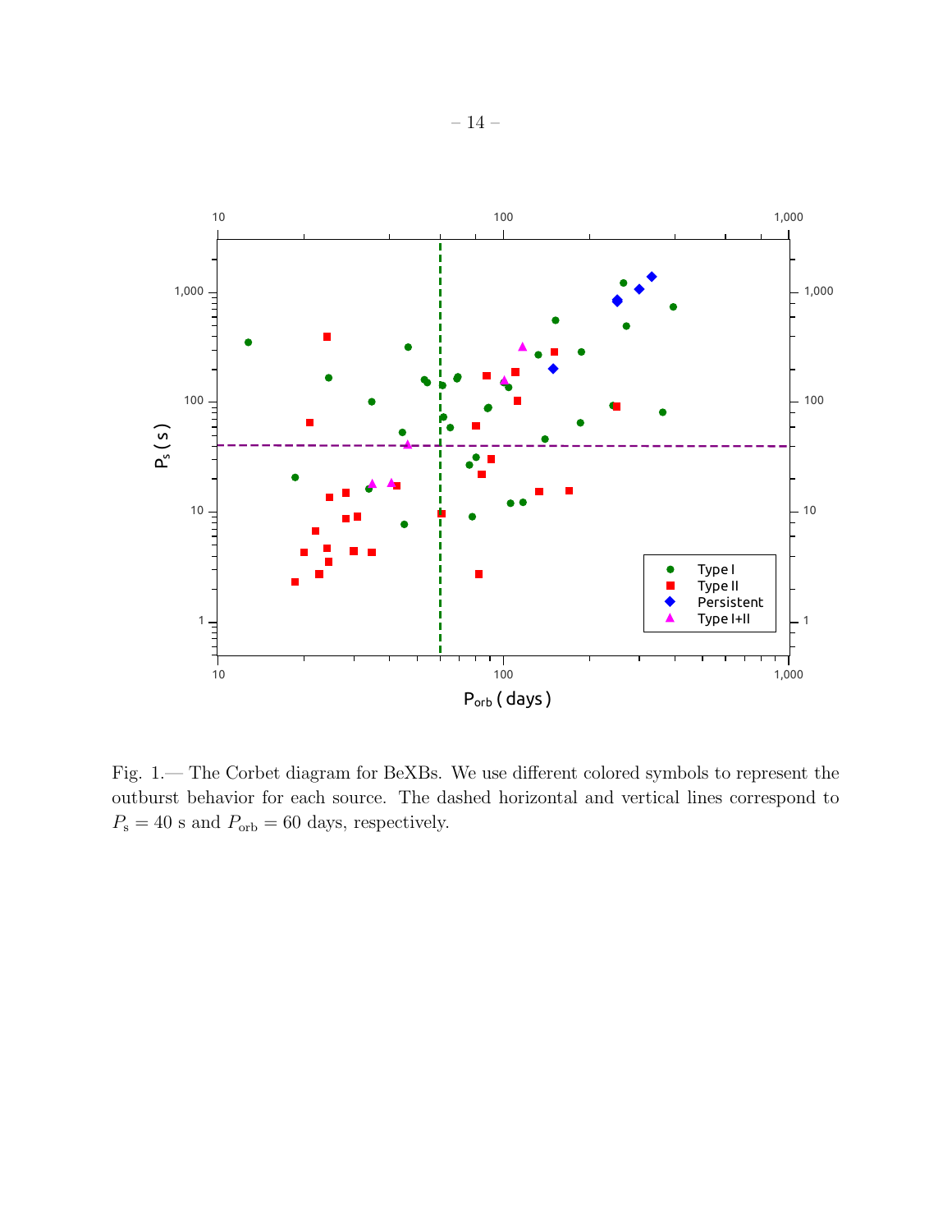Fig. 1.— The Corbet diagram for BeXBs. We use different colored symbols to represent the outburst behavior for each source. The dashed horizontal and vertical lines correspond to $P_{\rm s} = 40$ s and $P_{\rm orb} = 60$ days, respectively.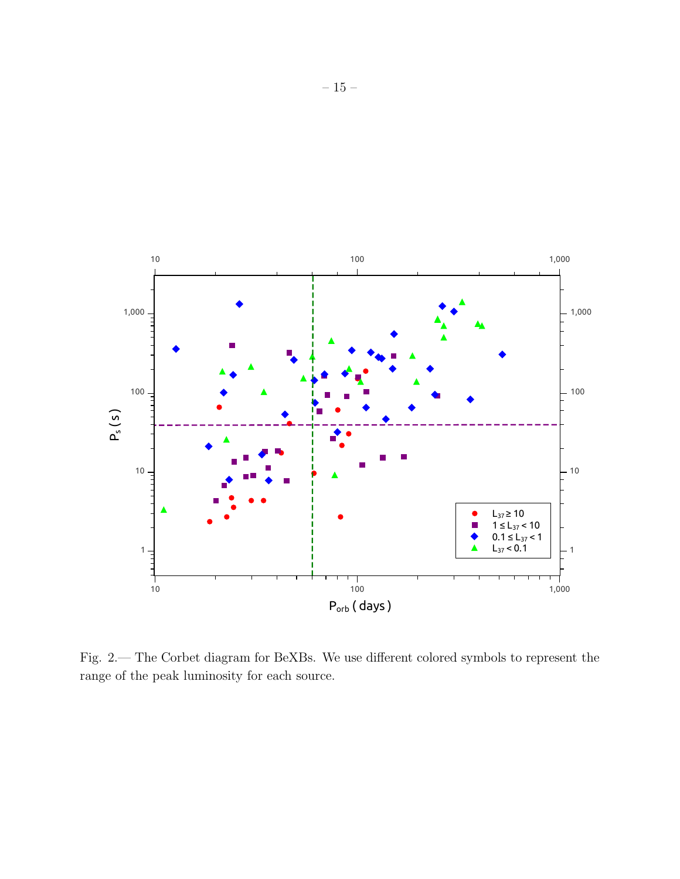Fig. 2.— The Corbet diagram for BeXBs. We use different colored symbols to represent the range of the peak luminosity for each source.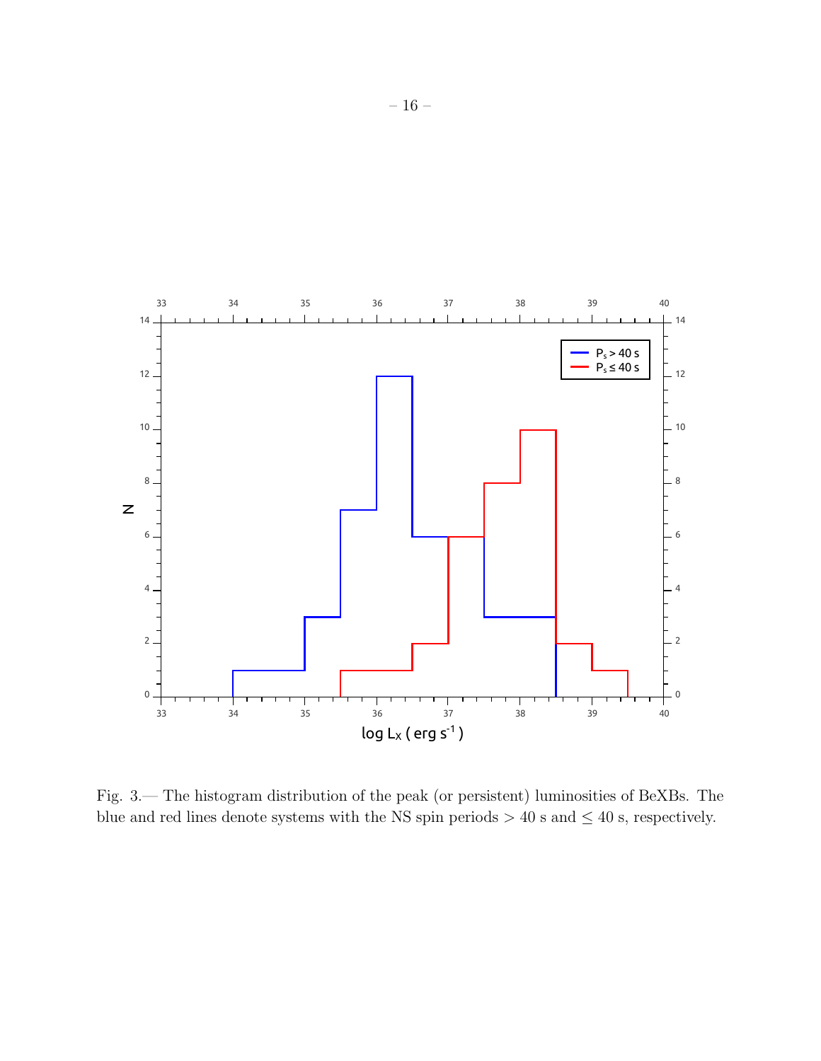Fig. 3.— The histogram distribution of the peak (or persistent) luminosities of BeXBs. The blue and red lines denote systems with the NS spin periods $> 40$ s and $\leq 40$ s, respectively.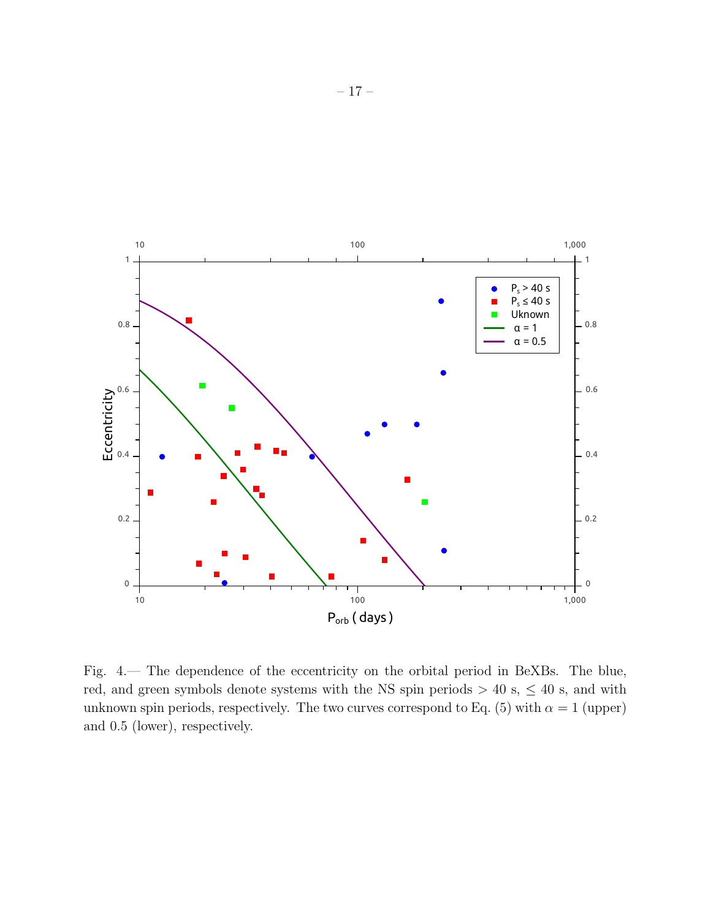Fig. 4.— The dependence of the eccentricity on the orbital period in BeXBs. The blue, red, and green symbols denote systems with the NS spin periods $> 40$ s, $\leq 40$ s, and with unknown spin periods, respectively. The two curves correspond to Eq. (5) with $\alpha = 1$ (upper) and 0.5 (lower), respectively.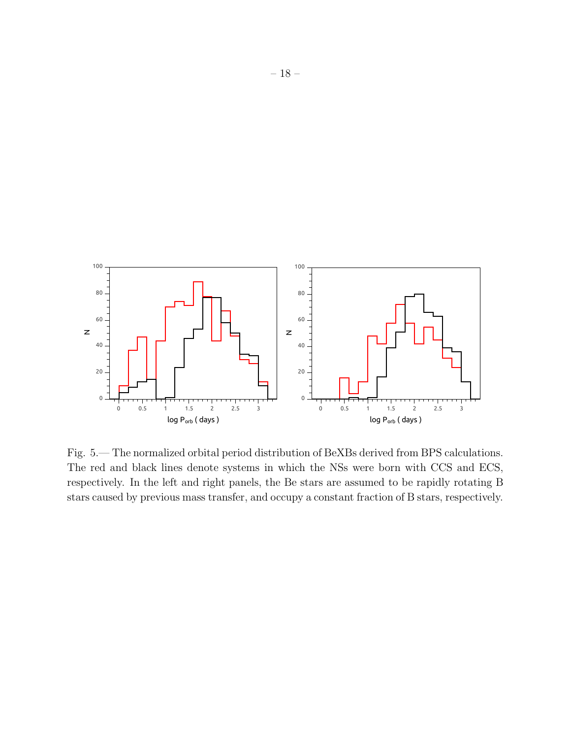100

80

60

N

40

20

0

0 0.5 1 1.5 2 2.5 3

log $P_{orb}$ ( days )

100

80

60

N

40

20

0

0 0.5 1 1.5 2 2.5 3

log $P_{orb}$ ( days )

Fig. 5.— The normalized orbital period distribution of BeXBs derived from BPS calculations. The red and black lines denote systems in which the NSs were born with CCS and ECS, respectively. In the left and right panels, the Be stars are assumed to be rapidly rotating B stars caused by previous mass transfer, and occupy a constant fraction of B stars, respectively.